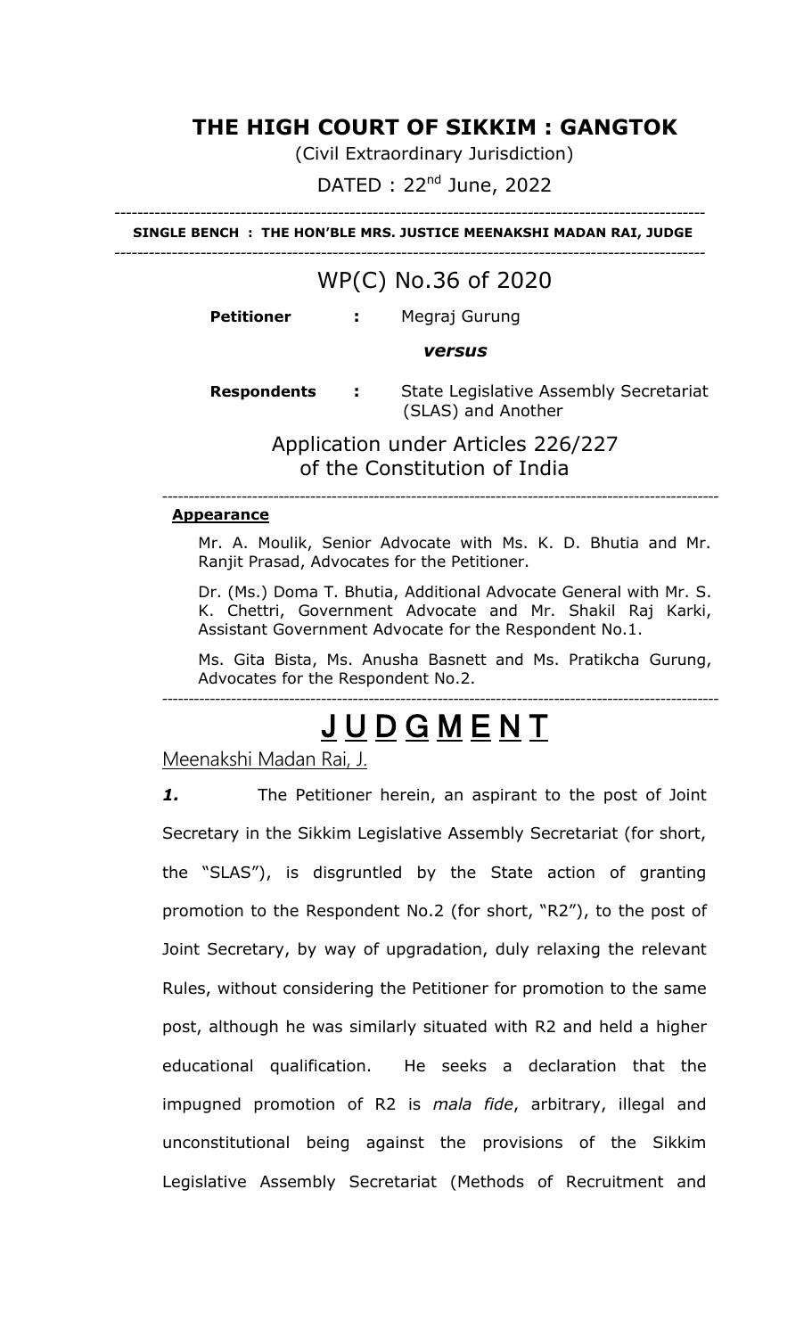# THE HIGH COURT OF SIKKIM : GANGTOK

(Civil Extraordinary Jurisdiction)

DATED : 22nd June, 2022

---

**SINGLE BENCH : THE HON'BLE MRS. JUSTICE MEENAKSHI MADAN RAI, JUDGE**

---

## WP(C) No.36 of 2020

**Petitioner** **:** Megraj Gurung

***versus***

**Respondents** **:** State Legislative Assembly Secretariat (SLAS) and Another

Application under Articles 226/227 of the Constitution of India

---

**Appearance**

Mr. A. Moulik, Senior Advocate with Ms. K. D. Bhutia and Mr. Ranjit Prasad, Advocates for the Petitioner.

Dr. (Ms.) Doma T. Bhutia, Additional Advocate General with Mr. S. K. Chettri, Government Advocate and Mr. Shakil Raj Karki, Assistant Government Advocate for the Respondent No.1.

Ms. Gita Bista, Ms. Anusha Basnett and Ms. Pratikcha Gurung, Advocates for the Respondent No.2.

---

# JUDGMENT

Meenakshi Madan Rai, J.

***1.*** The Petitioner herein, an aspirant to the post of Joint Secretary in the Sikkim Legislative Assembly Secretariat (for short, the "SLAS"), is disgruntled by the State action of granting promotion to the Respondent No.2 (for short, "R2"), to the post of Joint Secretary, by way of upgradation, duly relaxing the relevant Rules, without considering the Petitioner for promotion to the same post, although he was similarly situated with R2 and held a higher educational qualification. He seeks a declaration that the impugned promotion of R2 is *mala fide*, arbitrary, illegal and unconstitutional being against the provisions of the Sikkim Legislative Assembly Secretariat (Methods of Recruitment and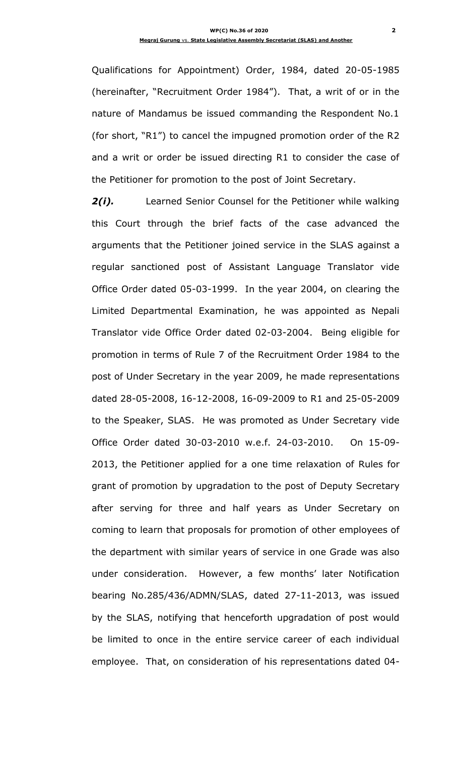Qualifications for Appointment) Order, 1984, dated 20-05-1985 (hereinafter, "Recruitment Order 1984"). That, a writ of or in the nature of Mandamus be issued commanding the Respondent No.1 (for short, "R1") to cancel the impugned promotion order of the R2 and a writ or order be issued directing R1 to consider the case of the Petitioner for promotion to the post of Joint Secretary.

***2(i).*** Learned Senior Counsel for the Petitioner while walking this Court through the brief facts of the case advanced the arguments that the Petitioner joined service in the SLAS against a regular sanctioned post of Assistant Language Translator vide Office Order dated 05-03-1999. In the year 2004, on clearing the Limited Departmental Examination, he was appointed as Nepali Translator vide Office Order dated 02-03-2004. Being eligible for promotion in terms of Rule 7 of the Recruitment Order 1984 to the post of Under Secretary in the year 2009, he made representations dated 28-05-2008, 16-12-2008, 16-09-2009 to R1 and 25-05-2009 to the Speaker, SLAS. He was promoted as Under Secretary vide Office Order dated 30-03-2010 w.e.f. 24-03-2010. On 15-09-2013, the Petitioner applied for a one time relaxation of Rules for grant of promotion by upgradation to the post of Deputy Secretary after serving for three and half years as Under Secretary on coming to learn that proposals for promotion of other employees of the department with similar years of service in one Grade was also under consideration. However, a few months' later Notification bearing No.285/436/ADMN/SLAS, dated 27-11-2013, was issued by the SLAS, notifying that henceforth upgradation of post would be limited to once in the entire service career of each individual employee. That, on consideration of his representations dated 04-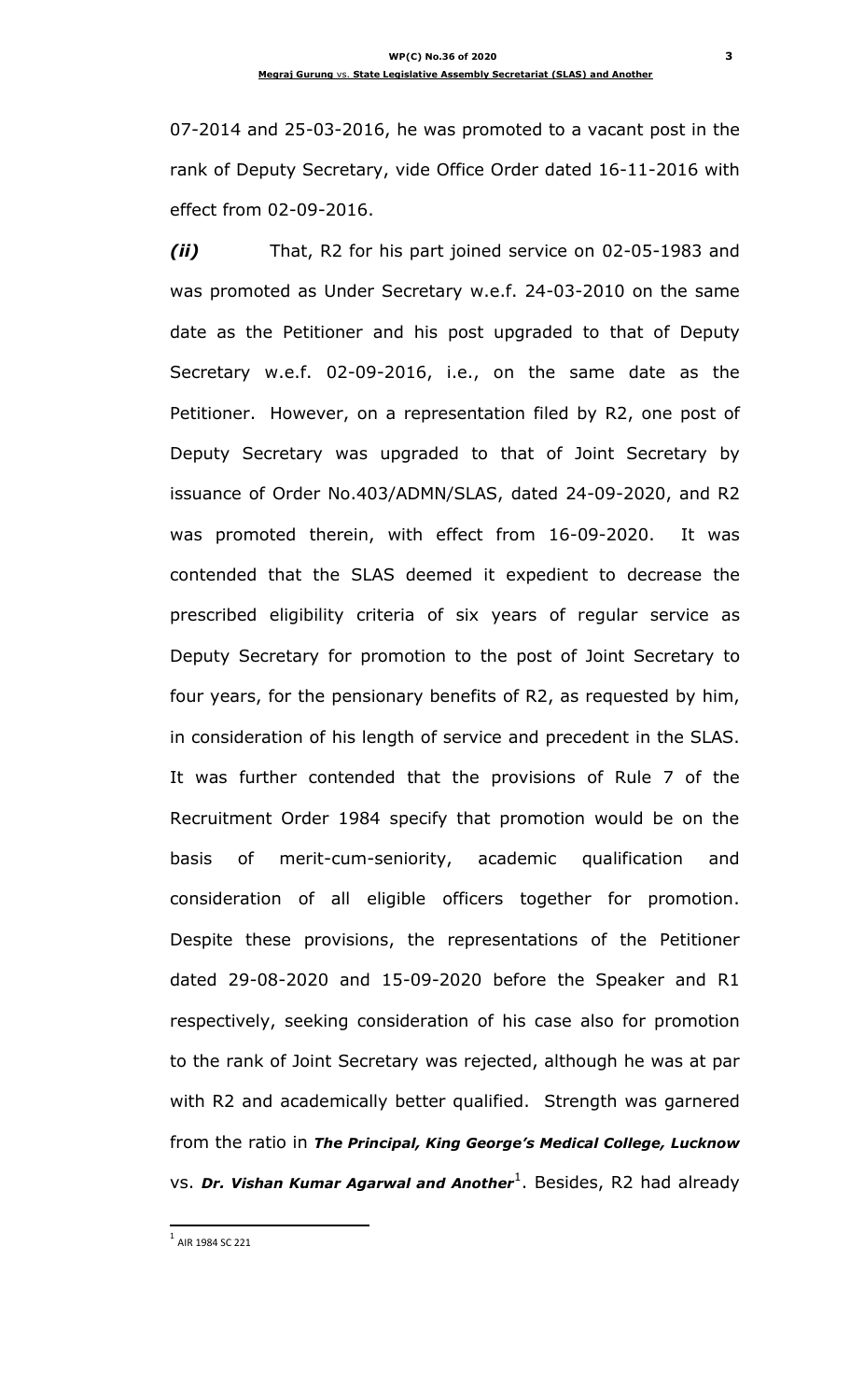07-2014 and 25-03-2016, he was promoted to a vacant post in the rank of Deputy Secretary, vide Office Order dated 16-11-2016 with effect from 02-09-2016.

***(ii)*** That, R2 for his part joined service on 02-05-1983 and was promoted as Under Secretary w.e.f. 24-03-2010 on the same date as the Petitioner and his post upgraded to that of Deputy Secretary w.e.f. 02-09-2016, i.e., on the same date as the Petitioner. However, on a representation filed by R2, one post of Deputy Secretary was upgraded to that of Joint Secretary by issuance of Order No.403/ADMN/SLAS, dated 24-09-2020, and R2 was promoted therein, with effect from 16-09-2020. It was contended that the SLAS deemed it expedient to decrease the prescribed eligibility criteria of six years of regular service as Deputy Secretary for promotion to the post of Joint Secretary to four years, for the pensionary benefits of R2, as requested by him, in consideration of his length of service and precedent in the SLAS. It was further contended that the provisions of Rule 7 of the Recruitment Order 1984 specify that promotion would be on the basis of merit-cum-seniority, academic qualification and consideration of all eligible officers together for promotion. Despite these provisions, the representations of the Petitioner dated 29-08-2020 and 15-09-2020 before the Speaker and R1 respectively, seeking consideration of his case also for promotion to the rank of Joint Secretary was rejected, although he was at par with R2 and academically better qualified. Strength was garnered from the ratio in ***The Principal, King George's Medical College, Lucknow*** vs. ***Dr. Vishan Kumar Agarwal and Another***[1]. Besides, R2 had already

[1] AIR 1984 SC 221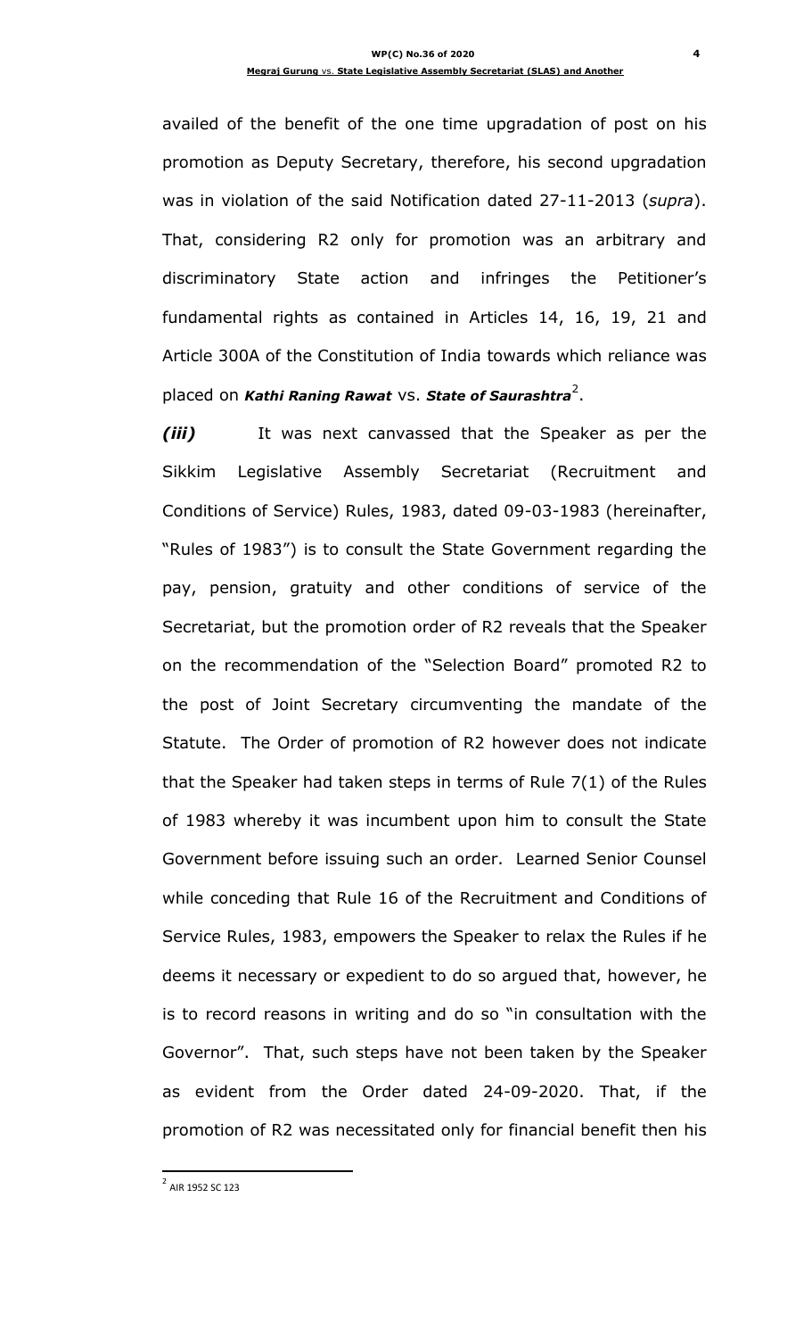availed of the benefit of the one time upgradation of post on his promotion as Deputy Secretary, therefore, his second upgradation was in violation of the said Notification dated 27-11-2013 (*supra*). That, considering R2 only for promotion was an arbitrary and discriminatory State action and infringes the Petitioner's fundamental rights as contained in Articles 14, 16, 19, 21 and Article 300A of the Constitution of India towards which reliance was placed on ***Kathi Raning Rawat*** vs. ***State of Saurashtra***[2].

***(iii)*** It was next canvassed that the Speaker as per the Sikkim Legislative Assembly Secretariat (Recruitment and Conditions of Service) Rules, 1983, dated 09-03-1983 (hereinafter, "Rules of 1983") is to consult the State Government regarding the pay, pension, gratuity and other conditions of service of the Secretariat, but the promotion order of R2 reveals that the Speaker on the recommendation of the "Selection Board" promoted R2 to the post of Joint Secretary circumventing the mandate of the Statute. The Order of promotion of R2 however does not indicate that the Speaker had taken steps in terms of Rule 7(1) of the Rules of 1983 whereby it was incumbent upon him to consult the State Government before issuing such an order. Learned Senior Counsel while conceding that Rule 16 of the Recruitment and Conditions of Service Rules, 1983, empowers the Speaker to relax the Rules if he deems it necessary or expedient to do so argued that, however, he is to record reasons in writing and do so "in consultation with the Governor". That, such steps have not been taken by the Speaker as evident from the Order dated 24-09-2020. That, if the promotion of R2 was necessitated only for financial benefit then his

---

[2] AIR 1952 SC 123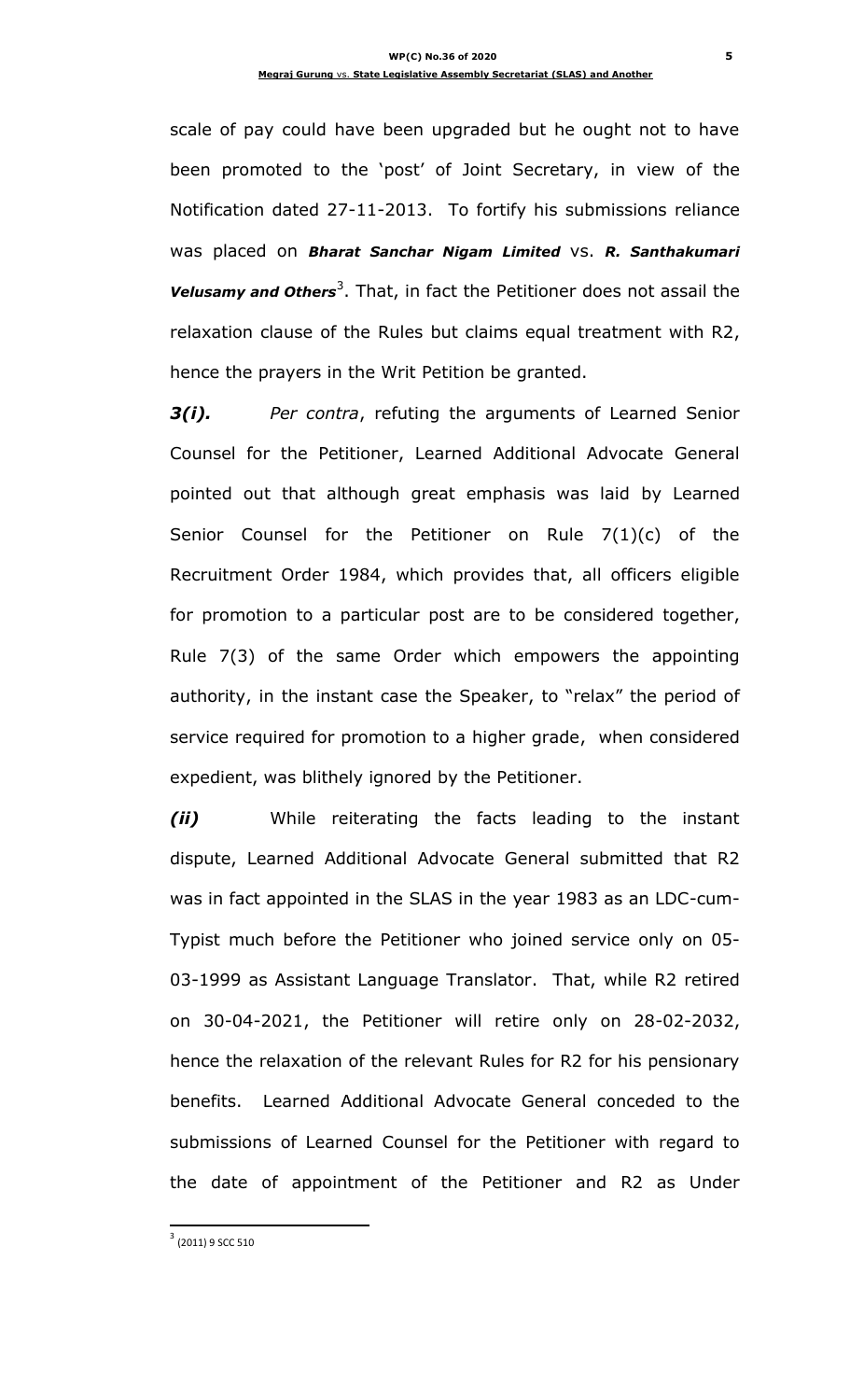scale of pay could have been upgraded but he ought not to have been promoted to the 'post' of Joint Secretary, in view of the Notification dated 27-11-2013. To fortify his submissions reliance was placed on ***Bharat Sanchar Nigam Limited*** vs. ***R. Santhakumari Velusamy and Others***[3]. That, in fact the Petitioner does not assail the relaxation clause of the Rules but claims equal treatment with R2, hence the prayers in the Writ Petition be granted.

***3(i).*** *Per contra*, refuting the arguments of Learned Senior Counsel for the Petitioner, Learned Additional Advocate General pointed out that although great emphasis was laid by Learned Senior Counsel for the Petitioner on Rule 7(1)(c) of the Recruitment Order 1984, which provides that, all officers eligible for promotion to a particular post are to be considered together, Rule 7(3) of the same Order which empowers the appointing authority, in the instant case the Speaker, to "relax" the period of service required for promotion to a higher grade, when considered expedient, was blithely ignored by the Petitioner.

***(ii)*** While reiterating the facts leading to the instant dispute, Learned Additional Advocate General submitted that R2 was in fact appointed in the SLAS in the year 1983 as an LDC-cum-Typist much before the Petitioner who joined service only on 05-03-1999 as Assistant Language Translator. That, while R2 retired on 30-04-2021, the Petitioner will retire only on 28-02-2032, hence the relaxation of the relevant Rules for R2 for his pensionary benefits. Learned Additional Advocate General conceded to the submissions of Learned Counsel for the Petitioner with regard to the date of appointment of the Petitioner and R2 as Under

[3] (2011) 9 SCC 510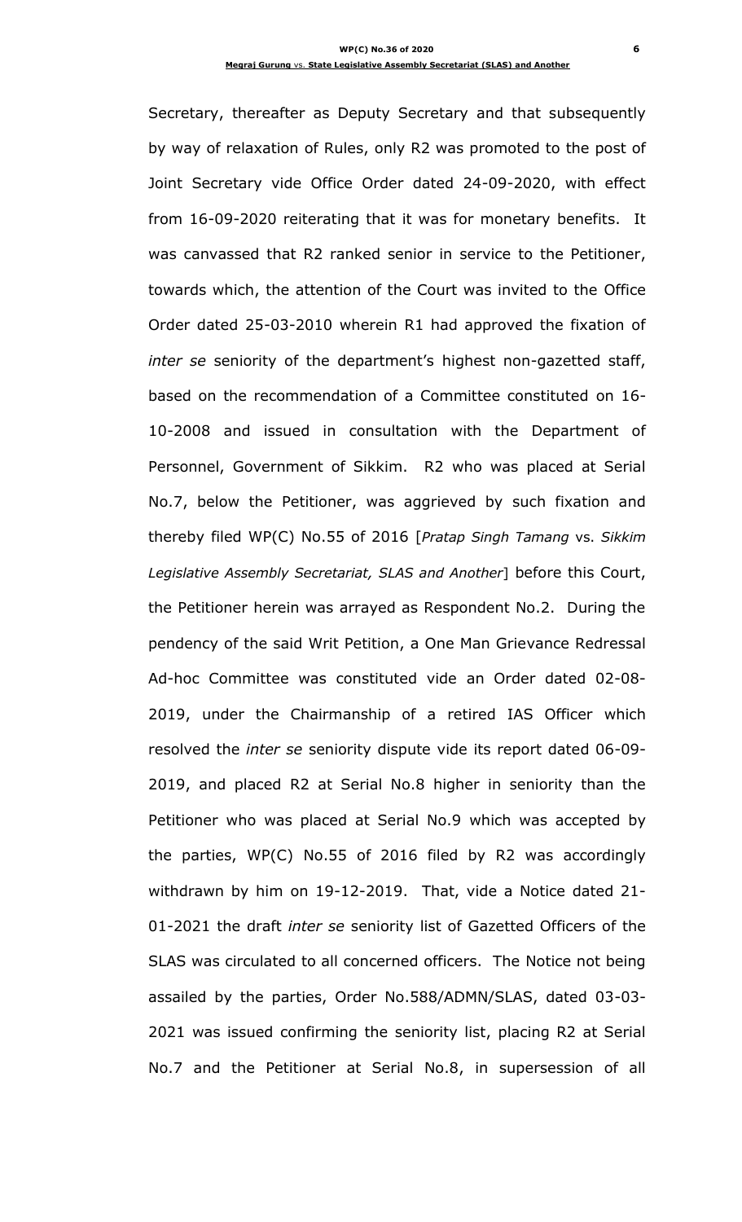Secretary, thereafter as Deputy Secretary and that subsequently by way of relaxation of Rules, only R2 was promoted to the post of Joint Secretary vide Office Order dated 24-09-2020, with effect from 16-09-2020 reiterating that it was for monetary benefits. It was canvassed that R2 ranked senior in service to the Petitioner, towards which, the attention of the Court was invited to the Office Order dated 25-03-2010 wherein R1 had approved the fixation of *inter se* seniority of the department's highest non-gazetted staff, based on the recommendation of a Committee constituted on 16-10-2008 and issued in consultation with the Department of Personnel, Government of Sikkim. R2 who was placed at Serial No.7, below the Petitioner, was aggrieved by such fixation and thereby filed WP(C) No.55 of 2016 [*Pratap Singh Tamang* vs. *Sikkim Legislative Assembly Secretariat, SLAS and Another*] before this Court, the Petitioner herein was arrayed as Respondent No.2. During the pendency of the said Writ Petition, a One Man Grievance Redressal Ad-hoc Committee was constituted vide an Order dated 02-08-2019, under the Chairmanship of a retired IAS Officer which resolved the *inter se* seniority dispute vide its report dated 06-09-2019, and placed R2 at Serial No.8 higher in seniority than the Petitioner who was placed at Serial No.9 which was accepted by the parties, WP(C) No.55 of 2016 filed by R2 was accordingly withdrawn by him on 19-12-2019. That, vide a Notice dated 21-01-2021 the draft *inter se* seniority list of Gazetted Officers of the SLAS was circulated to all concerned officers. The Notice not being assailed by the parties, Order No.588/ADMN/SLAS, dated 03-03-2021 was issued confirming the seniority list, placing R2 at Serial No.7 and the Petitioner at Serial No.8, in supersession of all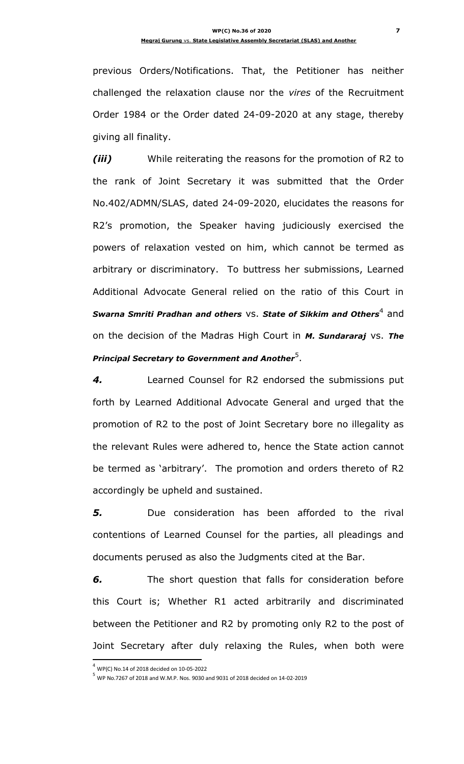previous Orders/Notifications. That, the Petitioner has neither challenged the relaxation clause nor the *vires* of the Recruitment Order 1984 or the Order dated 24-09-2020 at any stage, thereby giving all finality.

***(iii)*** While reiterating the reasons for the promotion of R2 to the rank of Joint Secretary it was submitted that the Order No.402/ADMN/SLAS, dated 24-09-2020, elucidates the reasons for R2's promotion, the Speaker having judiciously exercised the powers of relaxation vested on him, which cannot be termed as arbitrary or discriminatory. To buttress her submissions, Learned Additional Advocate General relied on the ratio of this Court in ***Swarna Smriti Pradhan and others*** vs. ***State of Sikkim and Others***[4] and on the decision of the Madras High Court in ***M. Sundararaj*** vs. ***The Principal Secretary to Government and Another***[5].

***4.*** Learned Counsel for R2 endorsed the submissions put forth by Learned Additional Advocate General and urged that the promotion of R2 to the post of Joint Secretary bore no illegality as the relevant Rules were adhered to, hence the State action cannot be termed as 'arbitrary'. The promotion and orders thereto of R2 accordingly be upheld and sustained.

***5.*** Due consideration has been afforded to the rival contentions of Learned Counsel for the parties, all pleadings and documents perused as also the Judgments cited at the Bar.

***6.*** The short question that falls for consideration before this Court is; Whether R1 acted arbitrarily and discriminated between the Petitioner and R2 by promoting only R2 to the post of Joint Secretary after duly relaxing the Rules, when both were

---

[4] WP(C) No.14 of 2018 decided on 10-05-2022

[5] WP No.7267 of 2018 and W.M.P. Nos. 9030 and 9031 of 2018 decided on 14-02-2019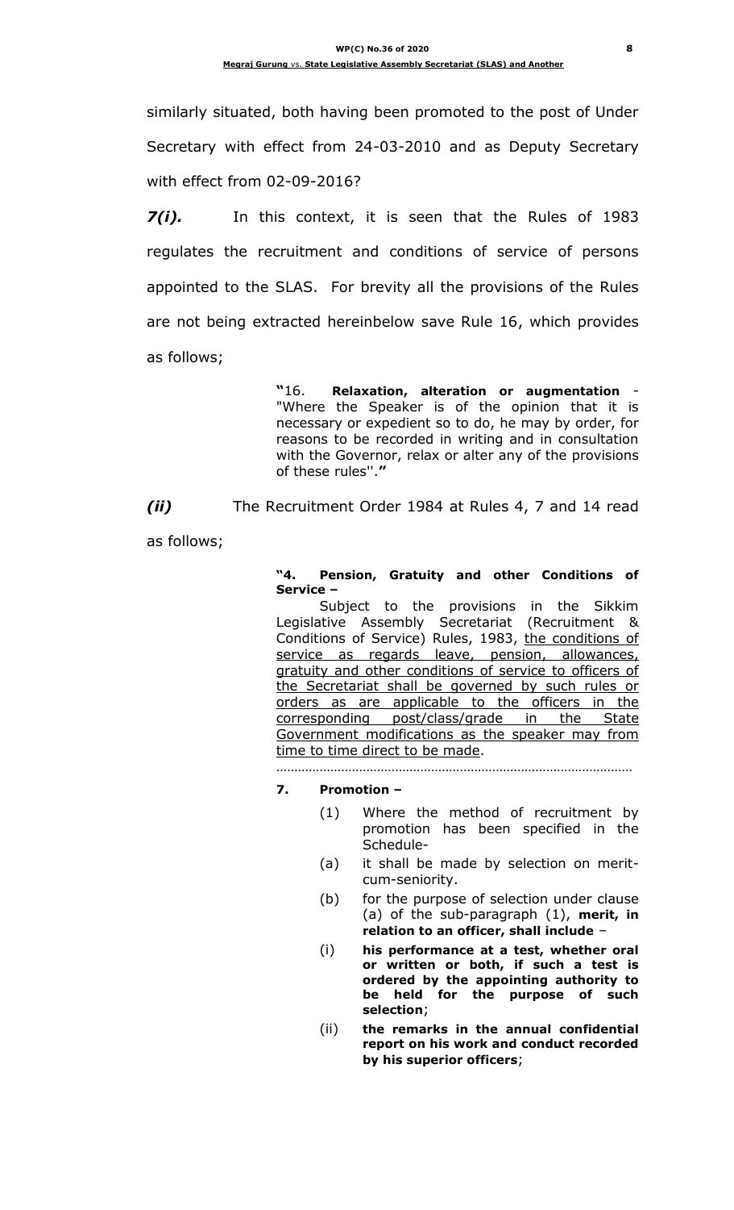similarly situated, both having been promoted to the post of Under Secretary with effect from 24-03-2010 and as Deputy Secretary with effect from 02-09-2016?

***7(i).*** In this context, it is seen that the Rules of 1983 regulates the recruitment and conditions of service of persons appointed to the SLAS. For brevity all the provisions of the Rules are not being extracted hereinbelow save Rule 16, which provides as follows;

> **"**16. **Relaxation, alteration or augmentation** - "Where the Speaker is of the opinion that it is necessary or expedient so to do, he may by order, for reasons to be recorded in writing and in consultation with the Governor, relax or alter any of the provisions of these rules''.**"**

***(ii)*** The Recruitment Order 1984 at Rules 4, 7 and 14 read as follows;

> **"4. Pension, Gratuity and other Conditions of Service –**
>
> Subject to the provisions in the Sikkim Legislative Assembly Secretariat (Recruitment & Conditions of Service) Rules, 1983, <u>the conditions of service as regards leave, pension, allowances, gratuity and other conditions of service to officers of the Secretariat shall be governed by such rules or orders as are applicable to the officers in the corresponding post/class/grade in the State Government modifications as the speaker may from time to time direct to be made</u>.
>
> ………………………………………………………………………………………
>
> **7. Promotion –**
>
> (1) Where the method of recruitment by promotion has been specified in the Schedule-
>
> (a) it shall be made by selection on merit-cum-seniority.
>
> (b) for the purpose of selection under clause (a) of the sub-paragraph (1), **merit, in relation to an officer, shall include** –
>
> (i) **his performance at a test, whether oral or written or both, if such a test is ordered by the appointing authority to be held for the purpose of such selection**;
>
> (ii) **the remarks in the annual confidential report on his work and conduct recorded by his superior officers**;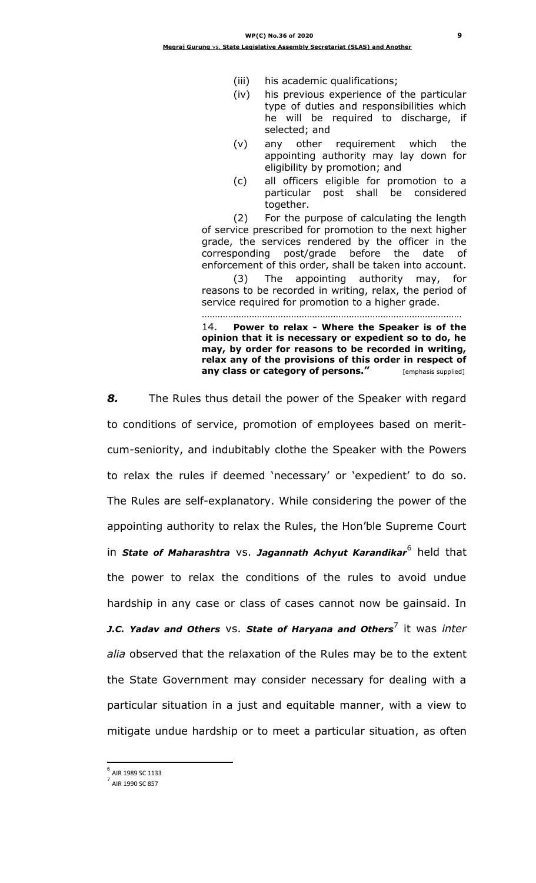> (iii) his academic qualifications;
>
> (iv) his previous experience of the particular type of duties and responsibilities which he will be required to discharge, if selected; and
>
> (v) any other requirement which the appointing authority may lay down for eligibility by promotion; and
>
> (c) all officers eligible for promotion to a particular post shall be considered together.
>
> (2) For the purpose of calculating the length of service prescribed for promotion to the next higher grade, the services rendered by the officer in the corresponding post/grade before the date of enforcement of this order, shall be taken into account.
>
> (3) The appointing authority may, for reasons to be recorded in writing, relax, the period of service required for promotion to a higher grade.
>
> ……………………………………………………………………………………
>
> 14. **Power to relax - Where the Speaker is of the opinion that it is necessary or expedient so to do, he may, by order for reasons to be recorded in writing, relax any of the provisions of this order in respect of any class or category of persons."** [emphasis supplied]

***8.*** The Rules thus detail the power of the Speaker with regard to conditions of service, promotion of employees based on merit-cum-seniority, and indubitably clothe the Speaker with the Powers to relax the rules if deemed 'necessary' or 'expedient' to do so. The Rules are self-explanatory. While considering the power of the appointing authority to relax the Rules, the Hon'ble Supreme Court in ***State of Maharashtra*** vs. ***Jagannath Achyut Karandikar***[6] held that the power to relax the conditions of the rules to avoid undue hardship in any case or class of cases cannot now be gainsaid. In ***J.C. Yadav and Others*** vs. ***State of Haryana and Others***[7] it was *inter alia* observed that the relaxation of the Rules may be to the extent the State Government may consider necessary for dealing with a particular situation in a just and equitable manner, with a view to mitigate undue hardship or to meet a particular situation, as often

---

[6] AIR 1989 SC 1133

[7] AIR 1990 SC 857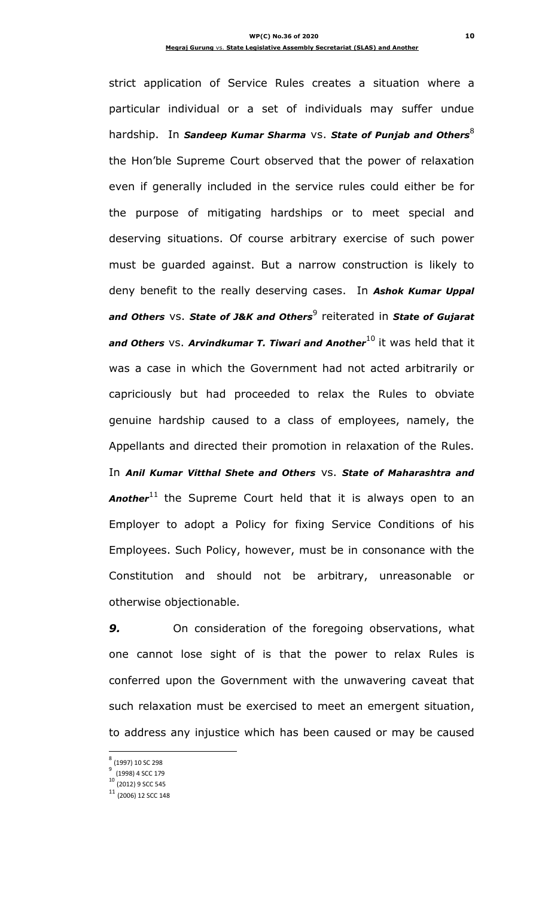strict application of Service Rules creates a situation where a particular individual or a set of individuals may suffer undue hardship. In ***Sandeep Kumar Sharma*** vs. ***State of Punjab and Others***[8] the Hon'ble Supreme Court observed that the power of relaxation even if generally included in the service rules could either be for the purpose of mitigating hardships or to meet special and deserving situations. Of course arbitrary exercise of such power must be guarded against. But a narrow construction is likely to deny benefit to the really deserving cases. In ***Ashok Kumar Uppal and Others*** vs. ***State of J&K and Others***[9] reiterated in ***State of Gujarat and Others*** vs. ***Arvindkumar T. Tiwari and Another***[10] it was held that it was a case in which the Government had not acted arbitrarily or capriciously but had proceeded to relax the Rules to obviate genuine hardship caused to a class of employees, namely, the Appellants and directed their promotion in relaxation of the Rules. In ***Anil Kumar Vitthal Shete and Others*** vs. ***State of Maharashtra and Another***[11] the Supreme Court held that it is always open to an Employer to adopt a Policy for fixing Service Conditions of his Employees. Such Policy, however, must be in consonance with the Constitution and should not be arbitrary, unreasonable or otherwise objectionable.

***9.*** On consideration of the foregoing observations, what one cannot lose sight of is that the power to relax Rules is conferred upon the Government with the unwavering caveat that such relaxation must be exercised to meet an emergent situation, to address any injustice which has been caused or may be caused

---

[8] (1997) 10 SC 298

[9] (1998) 4 SCC 179

[10] (2012) 9 SCC 545

[11] (2006) 12 SCC 148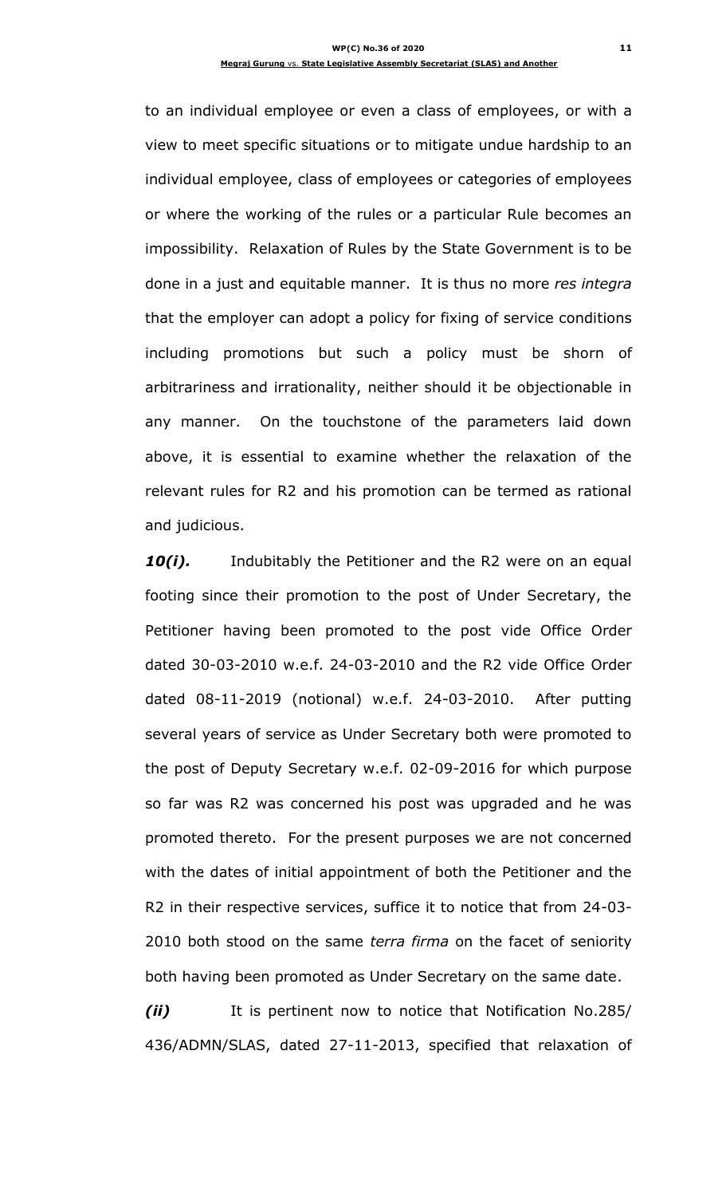to an individual employee or even a class of employees, or with a view to meet specific situations or to mitigate undue hardship to an individual employee, class of employees or categories of employees or where the working of the rules or a particular Rule becomes an impossibility. Relaxation of Rules by the State Government is to be done in a just and equitable manner. It is thus no more *res integra* that the employer can adopt a policy for fixing of service conditions including promotions but such a policy must be shorn of arbitrariness and irrationality, neither should it be objectionable in any manner. On the touchstone of the parameters laid down above, it is essential to examine whether the relaxation of the relevant rules for R2 and his promotion can be termed as rational and judicious.

***10(i).*** Indubitably the Petitioner and the R2 were on an equal footing since their promotion to the post of Under Secretary, the Petitioner having been promoted to the post vide Office Order dated 30-03-2010 w.e.f. 24-03-2010 and the R2 vide Office Order dated 08-11-2019 (notional) w.e.f. 24-03-2010. After putting several years of service as Under Secretary both were promoted to the post of Deputy Secretary w.e.f. 02-09-2016 for which purpose so far was R2 was concerned his post was upgraded and he was promoted thereto. For the present purposes we are not concerned with the dates of initial appointment of both the Petitioner and the R2 in their respective services, suffice it to notice that from 24-03-2010 both stood on the same *terra firma* on the facet of seniority both having been promoted as Under Secretary on the same date.

***(ii)*** It is pertinent now to notice that Notification No.285/ 436/ADMN/SLAS, dated 27-11-2013, specified that relaxation of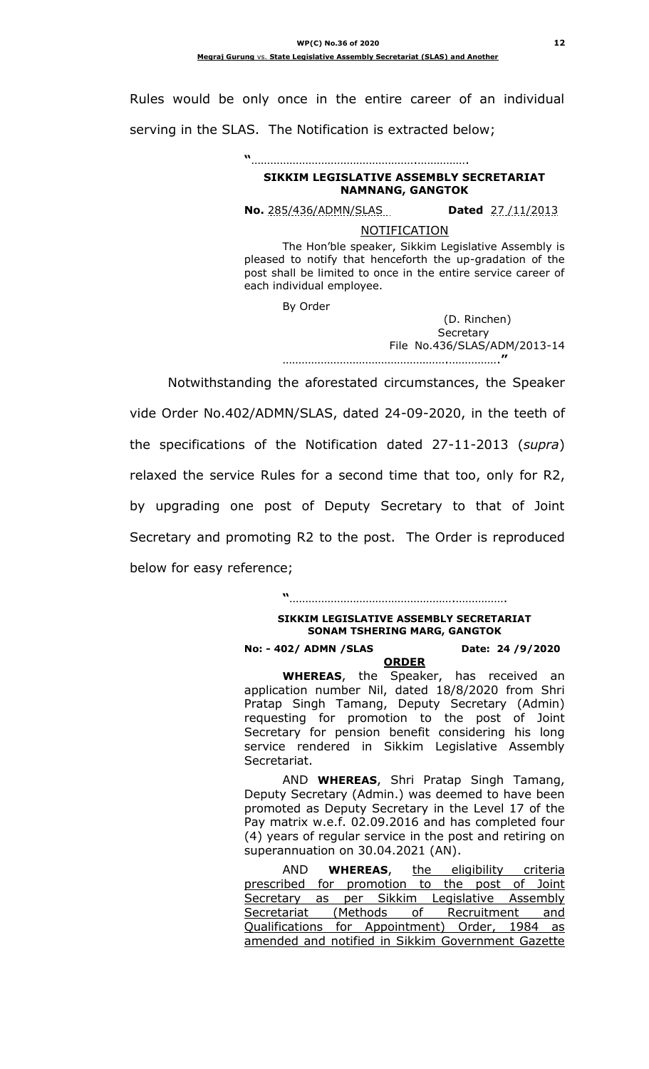Rules would be only once in the entire career of an individual serving in the SLAS. The Notification is extracted below;

> "…………………………………………….…………….
>
> **SIKKIM LEGISLATIVE ASSEMBLY SECRETARIAT**
> **NAMNANG, GANGTOK**
>
> **No.** 285/436/ADMN/SLAS **Dated** 27 /11/2013
>
> NOTIFICATION
>
> The Hon'ble speaker, Sikkim Legislative Assembly is pleased to notify that henceforth the up-gradation of the post shall be limited to once in the entire service career of each individual employee.
>
> By Order
>
> (D. Rinchen)
> Secretary
> File No.436/SLAS/ADM/2013-14
>
> …………………………………………….……………."

Notwithstanding the aforestated circumstances, the Speaker vide Order No.402/ADMN/SLAS, dated 24-09-2020, in the teeth of the specifications of the Notification dated 27-11-2013 (*supra*) relaxed the service Rules for a second time that too, only for R2, by upgrading one post of Deputy Secretary to that of Joint Secretary and promoting R2 to the post. The Order is reproduced below for easy reference;

> "…………………………………………….…………….
>
> **SIKKIM LEGISLATIVE ASSEMBLY SECRETARIAT**
> **SONAM TSHERING MARG, GANGTOK**
>
> **No: - 402/ ADMN /SLAS** **Date: 24 /9/2020**
>
> **ORDER**
>
> **WHEREAS**, the Speaker, has received an application number Nil, dated 18/8/2020 from Shri Pratap Singh Tamang, Deputy Secretary (Admin) requesting for promotion to the post of Joint Secretary for pension benefit considering his long service rendered in Sikkim Legislative Assembly Secretariat.
>
> AND **WHEREAS**, Shri Pratap Singh Tamang, Deputy Secretary (Admin.) was deemed to have been promoted as Deputy Secretary in the Level 17 of the Pay matrix w.e.f. 02.09.2016 and has completed four (4) years of regular service in the post and retiring on superannuation on 30.04.2021 (AN).
>
> AND **WHEREAS**, <u>the eligibility criteria prescribed for promotion to the post of Joint Secretary as per Sikkim Legislative Assembly Secretariat (Methods of Recruitment and Qualifications for Appointment) Order, 1984 as amended and notified in Sikkim Government Gazette</u>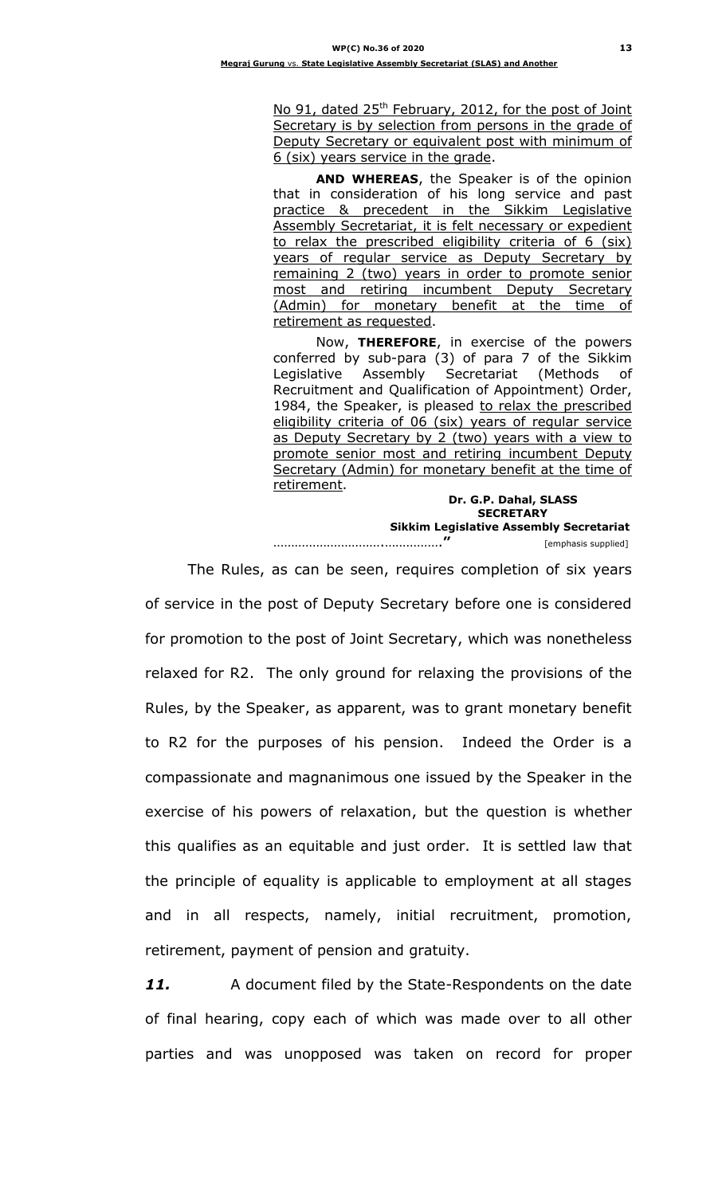> No 91, dated 25th February, 2012, for the post of Joint Secretary is by selection from persons in the grade of Deputy Secretary or equivalent post with minimum of 6 (six) years service in the grade.
>
> **AND WHEREAS**, the Speaker is of the opinion that in consideration of his long service and past practice & precedent in the Sikkim Legislative Assembly Secretariat, it is felt necessary or expedient to relax the prescribed eligibility criteria of 6 (six) years of regular service as Deputy Secretary by remaining 2 (two) years in order to promote senior most and retiring incumbent Deputy Secretary (Admin) for monetary benefit at the time of retirement as requested.
>
> Now, **THEREFORE**, in exercise of the powers conferred by sub-para (3) of para 7 of the Sikkim Legislative Assembly Secretariat (Methods of Recruitment and Qualification of Appointment) Order, 1984, the Speaker, is pleased to relax the prescribed eligibility criteria of 06 (six) years of regular service as Deputy Secretary by 2 (two) years with a view to promote senior most and retiring incumbent Deputy Secretary (Admin) for monetary benefit at the time of retirement.
>
> **Dr. G.P. Dahal, SLASS**
> **SECRETARY**
> **Sikkim Legislative Assembly Secretariat**
> ……………………….…………….**"** [emphasis supplied]

The Rules, as can be seen, requires completion of six years of service in the post of Deputy Secretary before one is considered for promotion to the post of Joint Secretary, which was nonetheless relaxed for R2. The only ground for relaxing the provisions of the Rules, by the Speaker, as apparent, was to grant monetary benefit to R2 for the purposes of his pension. Indeed the Order is a compassionate and magnanimous one issued by the Speaker in the exercise of his powers of relaxation, but the question is whether this qualifies as an equitable and just order. It is settled law that the principle of equality is applicable to employment at all stages and in all respects, namely, initial recruitment, promotion, retirement, payment of pension and gratuity.

***11.*** A document filed by the State-Respondents on the date of final hearing, copy each of which was made over to all other parties and was unopposed was taken on record for proper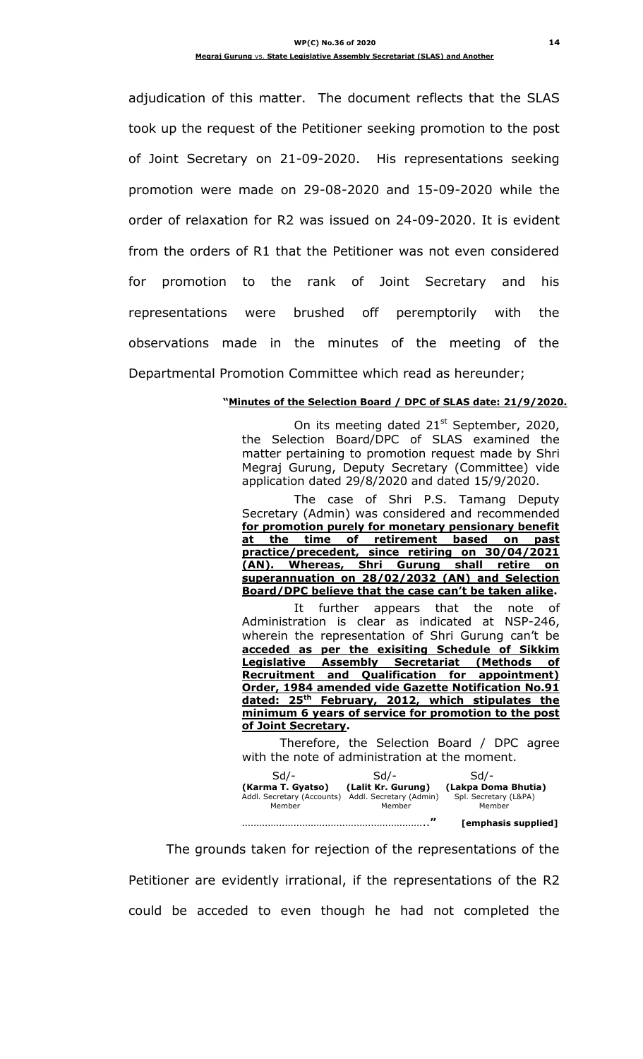adjudication of this matter. The document reflects that the SLAS took up the request of the Petitioner seeking promotion to the post of Joint Secretary on 21-09-2020. His representations seeking promotion were made on 29-08-2020 and 15-09-2020 while the order of relaxation for R2 was issued on 24-09-2020. It is evident from the orders of R1 that the Petitioner was not even considered for promotion to the rank of Joint Secretary and his representations were brushed off peremptorily with the observations made in the minutes of the meeting of the Departmental Promotion Committee which read as hereunder;

> **"Minutes of the Selection Board / DPC of SLAS date: 21/9/2020.**
>
> On its meeting dated 21st September, 2020, the Selection Board/DPC of SLAS examined the matter pertaining to promotion request made by Shri Megraj Gurung, Deputy Secretary (Committee) vide application dated 29/8/2020 and dated 15/9/2020.
>
> The case of Shri P.S. Tamang Deputy Secretary (Admin) was considered and recommended **for promotion purely for monetary pensionary benefit at the time of retirement based on past practice/precedent, since retiring on 30/04/2021 (AN). Whereas, Shri Gurung shall retire on superannuation on 28/02/2032 (AN) and Selection Board/DPC believe that the case can't be taken alike.**
>
> It further appears that the note of Administration is clear as indicated at NSP-246, wherein the representation of Shri Gurung can't be **acceded as per the exisiting Schedule of Sikkim Legislative Assembly Secretariat (Methods of Recruitment and Qualification for appointment) Order, 1984 amended vide Gazette Notification No.91 dated: 25th February, 2012, which stipulates the minimum 6 years of service for promotion to the post of Joint Secretary.**
>
> Therefore, the Selection Board / DPC agree with the note of administration at the moment.
>
> | Sd/- | Sd/- | Sd/- |
> |---|---|---|
> | **(Karma T. Gyatso)** | **(Lalit Kr. Gurung)** | **(Lakpa Doma Bhutia)** |
> | Addl. Secretary (Accounts) | Addl. Secretary (Admin) | Spl. Secretary (L&PA) |
> | Member | Member | Member |
>
> ……………………………………………………….." **[emphasis supplied]**

The grounds taken for rejection of the representations of the Petitioner are evidently irrational, if the representations of the R2 could be acceded to even though he had not completed the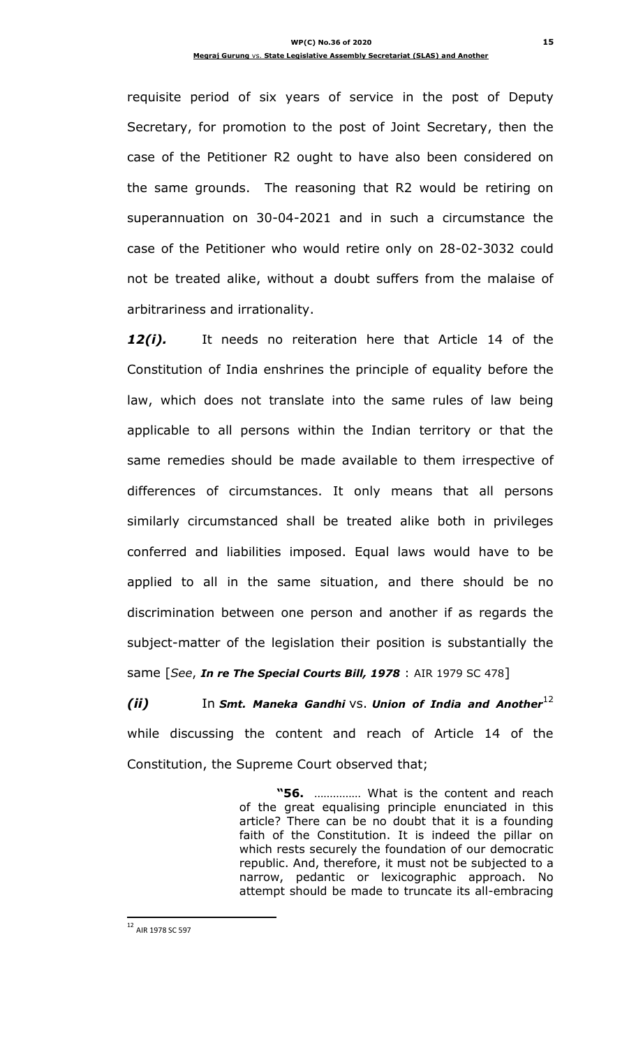requisite period of six years of service in the post of Deputy Secretary, for promotion to the post of Joint Secretary, then the case of the Petitioner R2 ought to have also been considered on the same grounds. The reasoning that R2 would be retiring on superannuation on 30-04-2021 and in such a circumstance the case of the Petitioner who would retire only on 28-02-3032 could not be treated alike, without a doubt suffers from the malaise of arbitrariness and irrationality.

***12(i).*** It needs no reiteration here that Article 14 of the Constitution of India enshrines the principle of equality before the law, which does not translate into the same rules of law being applicable to all persons within the Indian territory or that the same remedies should be made available to them irrespective of differences of circumstances. It only means that all persons similarly circumstanced shall be treated alike both in privileges conferred and liabilities imposed. Equal laws would have to be applied to all in the same situation, and there should be no discrimination between one person and another if as regards the subject-matter of the legislation their position is substantially the same [*See*, ***In re The Special Courts Bill, 1978*** : AIR 1979 SC 478]

***(ii)*** In ***Smt. Maneka Gandhi*** vs. ***Union of India and Another***[12] while discussing the content and reach of Article 14 of the Constitution, the Supreme Court observed that;

> **"56.** …………… What is the content and reach of the great equalising principle enunciated in this article? There can be no doubt that it is a founding faith of the Constitution. It is indeed the pillar on which rests securely the foundation of our democratic republic. And, therefore, it must not be subjected to a narrow, pedantic or lexicographic approach. No attempt should be made to truncate its all-embracing

---

[12] AIR 1978 SC 597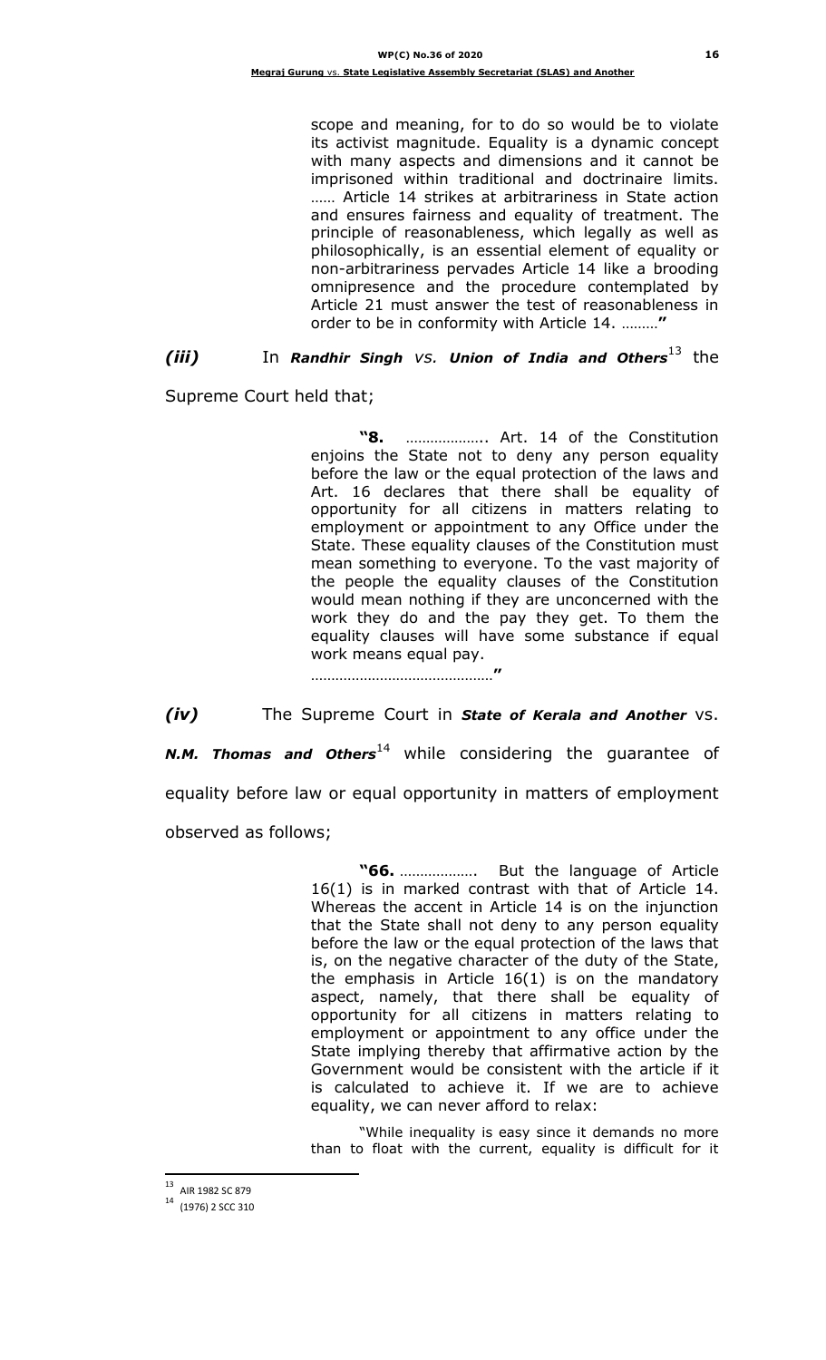scope and meaning, for to do so would be to violate its activist magnitude. Equality is a dynamic concept with many aspects and dimensions and it cannot be imprisoned within traditional and doctrinaire limits. …… Article 14 strikes at arbitrariness in State action and ensures fairness and equality of treatment. The principle of reasonableness, which legally as well as philosophically, is an essential element of equality or non-arbitrariness pervades Article 14 like a brooding omnipresence and the procedure contemplated by Article 21 must answer the test of reasonableness in order to be in conformity with Article 14. ………**"**

***(iii)*** In ***Randhir Singh** vs. **Union of India and Others***[13] the Supreme Court held that;

> **"8.** ……………….. Art. 14 of the Constitution enjoins the State not to deny any person equality before the law or the equal protection of the laws and Art. 16 declares that there shall be equality of opportunity for all citizens in matters relating to employment or appointment to any Office under the State. These equality clauses of the Constitution must mean something to everyone. To the vast majority of the people the equality clauses of the Constitution would mean nothing if they are unconcerned with the work they do and the pay they get. To them the equality clauses will have some substance if equal work means equal pay.
>
> ………………………………………**"**

***(iv)*** The Supreme Court in ***State of Kerala and Another*** vs. ***N.M. Thomas and Others***[14] while considering the guarantee of equality before law or equal opportunity in matters of employment observed as follows;

> **"66.** ………………. But the language of Article 16(1) is in marked contrast with that of Article 14. Whereas the accent in Article 14 is on the injunction that the State shall not deny to any person equality before the law or the equal protection of the laws that is, on the negative character of the duty of the State, the emphasis in Article 16(1) is on the mandatory aspect, namely, that there shall be equality of opportunity for all citizens in matters relating to employment or appointment to any office under the State implying thereby that affirmative action by the Government would be consistent with the article if it is calculated to achieve it. If we are to achieve equality, we can never afford to relax:
>
> "While inequality is easy since it demands no more than to float with the current, equality is difficult for it

---

[13] AIR 1982 SC 879

[14] (1976) 2 SCC 310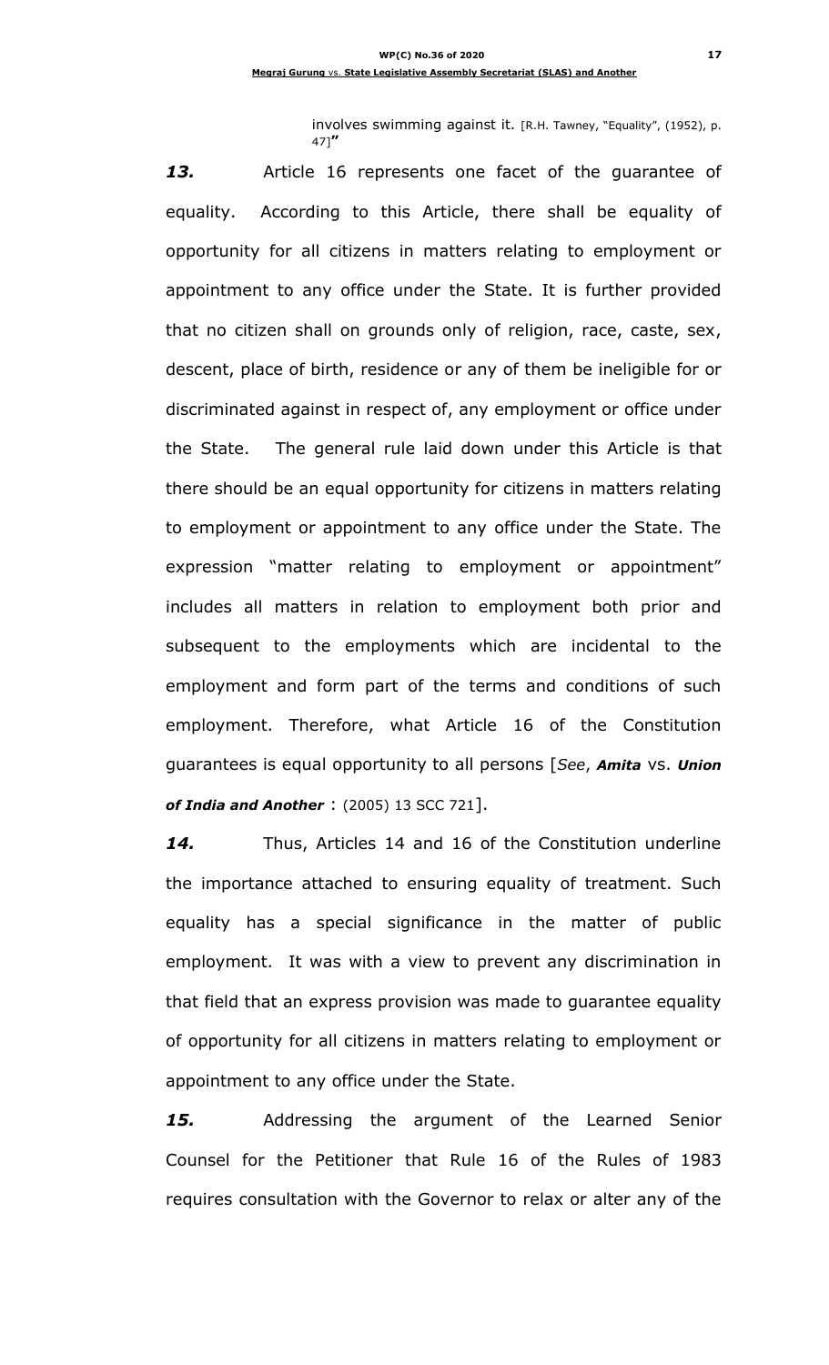involves swimming against it. [R.H. Tawney, "Equality", (1952), p. 47]"

***13.*** Article 16 represents one facet of the guarantee of equality. According to this Article, there shall be equality of opportunity for all citizens in matters relating to employment or appointment to any office under the State. It is further provided that no citizen shall on grounds only of religion, race, caste, sex, descent, place of birth, residence or any of them be ineligible for or discriminated against in respect of, any employment or office under the State. The general rule laid down under this Article is that there should be an equal opportunity for citizens in matters relating to employment or appointment to any office under the State. The expression "matter relating to employment or appointment" includes all matters in relation to employment both prior and subsequent to the employments which are incidental to the employment and form part of the terms and conditions of such employment. Therefore, what Article 16 of the Constitution guarantees is equal opportunity to all persons [*See*, ***Amita*** vs. ***Union of India and Another*** : (2005) 13 SCC 721].

***14.*** Thus, Articles 14 and 16 of the Constitution underline the importance attached to ensuring equality of treatment. Such equality has a special significance in the matter of public employment. It was with a view to prevent any discrimination in that field that an express provision was made to guarantee equality of opportunity for all citizens in matters relating to employment or appointment to any office under the State.

***15.*** Addressing the argument of the Learned Senior Counsel for the Petitioner that Rule 16 of the Rules of 1983 requires consultation with the Governor to relax or alter any of the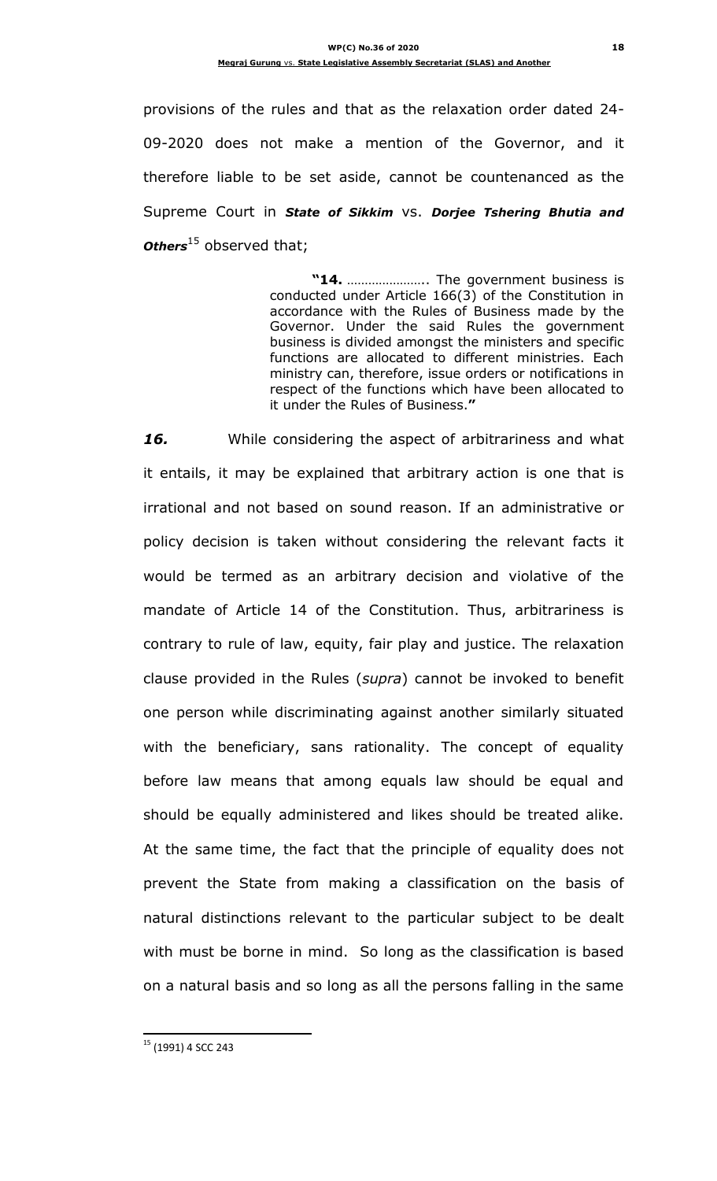provisions of the rules and that as the relaxation order dated 24-09-2020 does not make a mention of the Governor, and it therefore liable to be set aside, cannot be countenanced as the Supreme Court in ***State of Sikkim*** vs. ***Dorjee Tshering Bhutia and Others***[15] observed that;

> "**14.** ………………….. The government business is conducted under Article 166(3) of the Constitution in accordance with the Rules of Business made by the Governor. Under the said Rules the government business is divided amongst the ministers and specific functions are allocated to different ministries. Each ministry can, therefore, issue orders or notifications in respect of the functions which have been allocated to it under the Rules of Business."

***16.*** While considering the aspect of arbitrariness and what it entails, it may be explained that arbitrary action is one that is irrational and not based on sound reason. If an administrative or policy decision is taken without considering the relevant facts it would be termed as an arbitrary decision and violative of the mandate of Article 14 of the Constitution. Thus, arbitrariness is contrary to rule of law, equity, fair play and justice. The relaxation clause provided in the Rules (*supra*) cannot be invoked to benefit one person while discriminating against another similarly situated with the beneficiary, sans rationality. The concept of equality before law means that among equals law should be equal and should be equally administered and likes should be treated alike. At the same time, the fact that the principle of equality does not prevent the State from making a classification on the basis of natural distinctions relevant to the particular subject to be dealt with must be borne in mind. So long as the classification is based on a natural basis and so long as all the persons falling in the same

---

[15] (1991) 4 SCC 243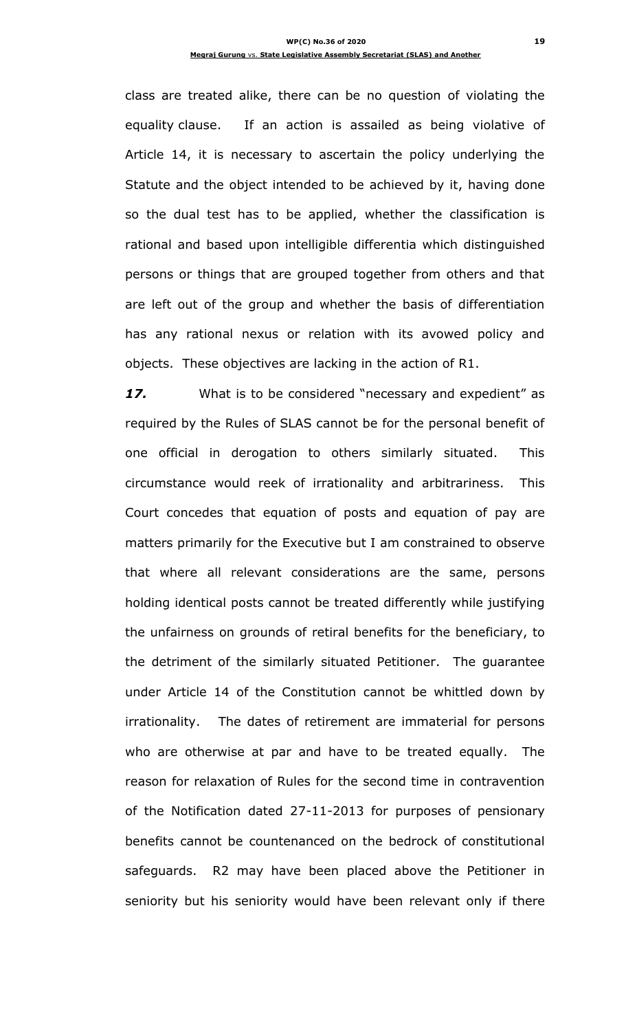class are treated alike, there can be no question of violating the equality clause. If an action is assailed as being violative of Article 14, it is necessary to ascertain the policy underlying the Statute and the object intended to be achieved by it, having done so the dual test has to be applied, whether the classification is rational and based upon intelligible differentia which distinguished persons or things that are grouped together from others and that are left out of the group and whether the basis of differentiation has any rational nexus or relation with its avowed policy and objects. These objectives are lacking in the action of R1.

***17.*** What is to be considered "necessary and expedient" as required by the Rules of SLAS cannot be for the personal benefit of one official in derogation to others similarly situated. This circumstance would reek of irrationality and arbitrariness. This Court concedes that equation of posts and equation of pay are matters primarily for the Executive but I am constrained to observe that where all relevant considerations are the same, persons holding identical posts cannot be treated differently while justifying the unfairness on grounds of retiral benefits for the beneficiary, to the detriment of the similarly situated Petitioner. The guarantee under Article 14 of the Constitution cannot be whittled down by irrationality. The dates of retirement are immaterial for persons who are otherwise at par and have to be treated equally. The reason for relaxation of Rules for the second time in contravention of the Notification dated 27-11-2013 for purposes of pensionary benefits cannot be countenanced on the bedrock of constitutional safeguards. R2 may have been placed above the Petitioner in seniority but his seniority would have been relevant only if there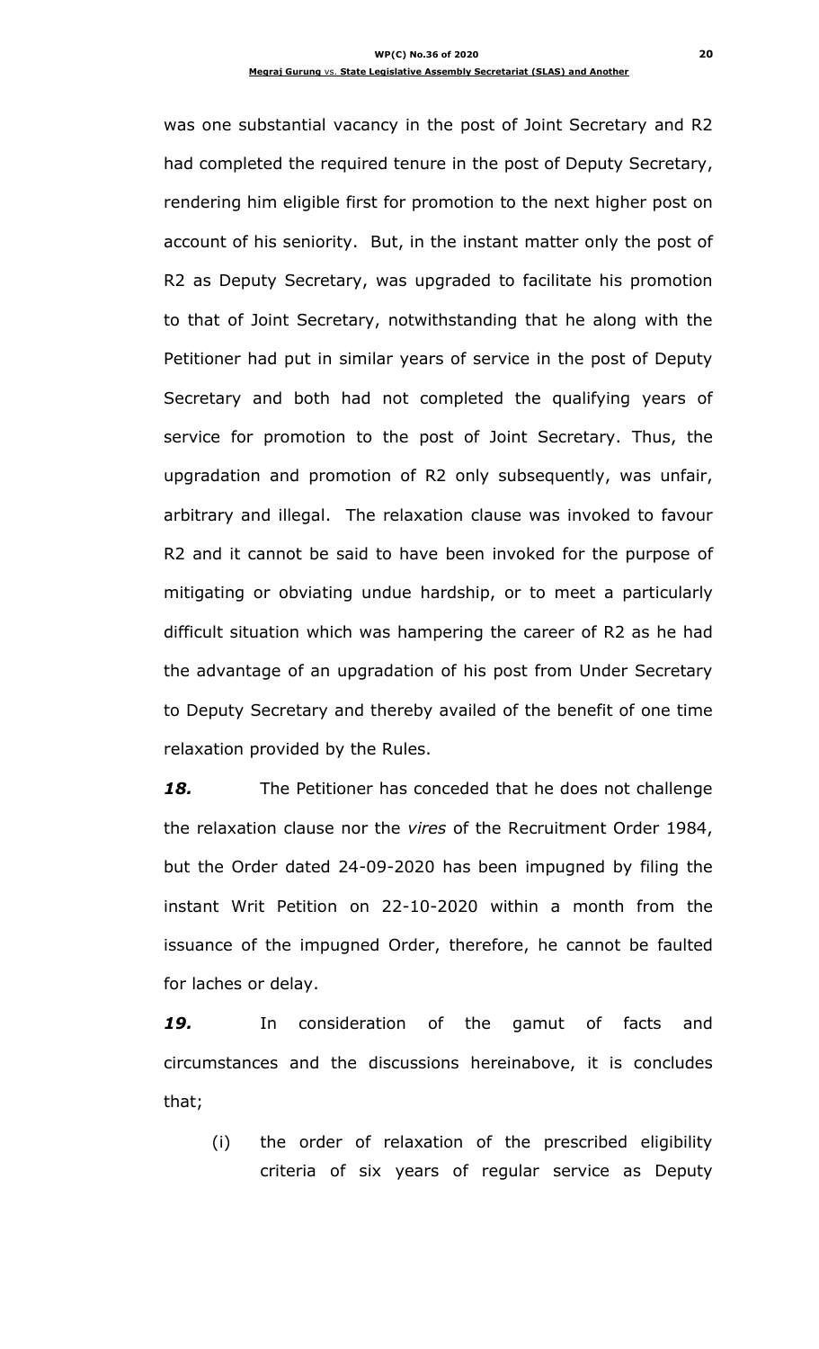was one substantial vacancy in the post of Joint Secretary and R2 had completed the required tenure in the post of Deputy Secretary, rendering him eligible first for promotion to the next higher post on account of his seniority. But, in the instant matter only the post of R2 as Deputy Secretary, was upgraded to facilitate his promotion to that of Joint Secretary, notwithstanding that he along with the Petitioner had put in similar years of service in the post of Deputy Secretary and both had not completed the qualifying years of service for promotion to the post of Joint Secretary. Thus, the upgradation and promotion of R2 only subsequently, was unfair, arbitrary and illegal. The relaxation clause was invoked to favour R2 and it cannot be said to have been invoked for the purpose of mitigating or obviating undue hardship, or to meet a particularly difficult situation which was hampering the career of R2 as he had the advantage of an upgradation of his post from Under Secretary to Deputy Secretary and thereby availed of the benefit of one time relaxation provided by the Rules.

***18.*** The Petitioner has conceded that he does not challenge the relaxation clause nor the *vires* of the Recruitment Order 1984, but the Order dated 24-09-2020 has been impugned by filing the instant Writ Petition on 22-10-2020 within a month from the issuance of the impugned Order, therefore, he cannot be faulted for laches or delay.

***19.*** In consideration of the gamut of facts and circumstances and the discussions hereinabove, it is concludes that;

(i) the order of relaxation of the prescribed eligibility criteria of six years of regular service as Deputy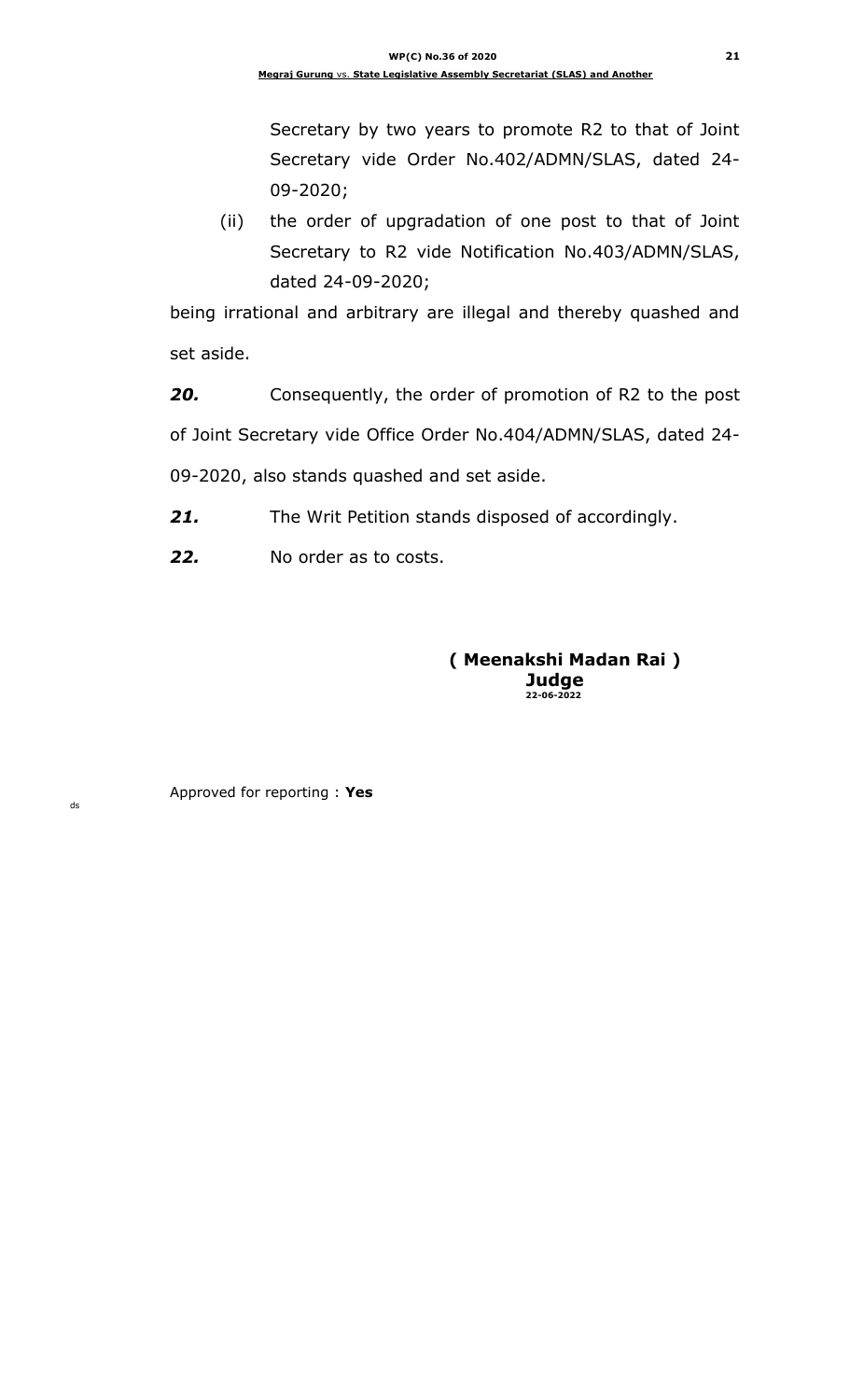Secretary by two years to promote R2 to that of Joint Secretary vide Order No.402/ADMN/SLAS, dated 24-09-2020;

(ii) the order of upgradation of one post to that of Joint Secretary to R2 vide Notification No.403/ADMN/SLAS, dated 24-09-2020;

being irrational and arbitrary are illegal and thereby quashed and set aside.

***20.*** Consequently, the order of promotion of R2 to the post of Joint Secretary vide Office Order No.404/ADMN/SLAS, dated 24-09-2020, also stands quashed and set aside.

***21.*** The Writ Petition stands disposed of accordingly.

***22.*** No order as to costs.

**( Meenakshi Madan Rai )**
**Judge**
**22-06-2022**

Approved for reporting : **Yes**

ds